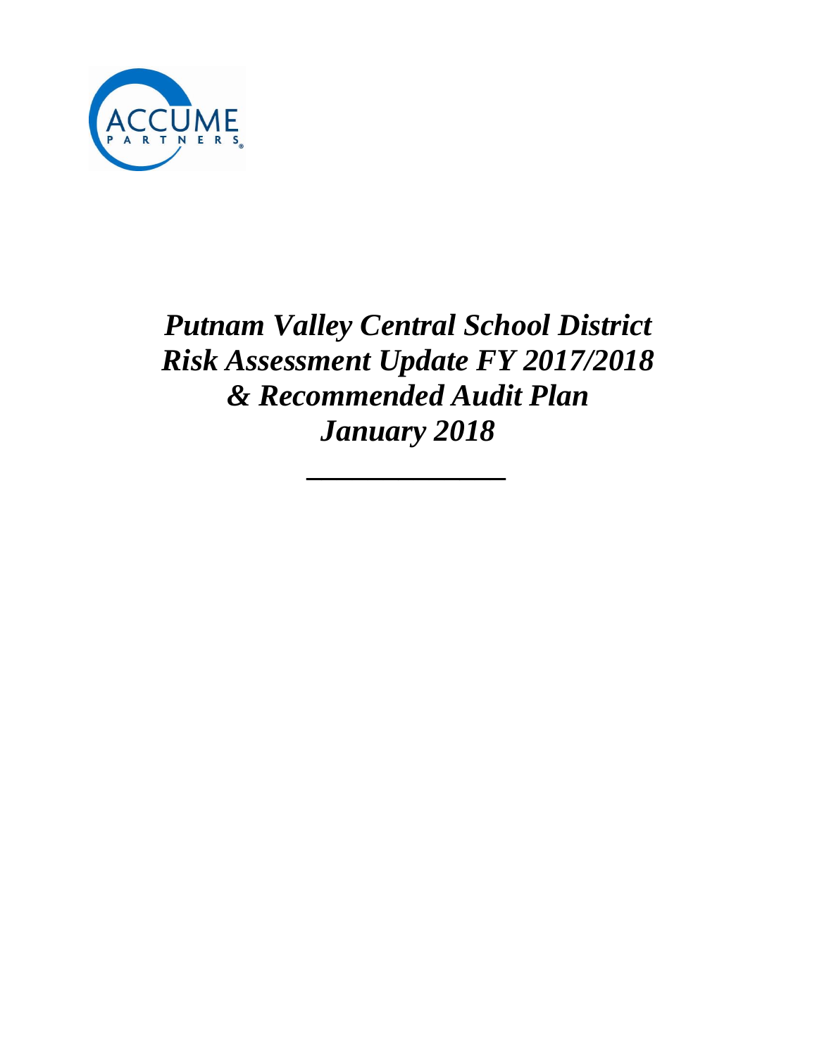ACCUME PARTNERS

# *Putnam Valley Central School District Risk Assessment Update FY 2017/2018 & Recommended Audit Plan January 2018*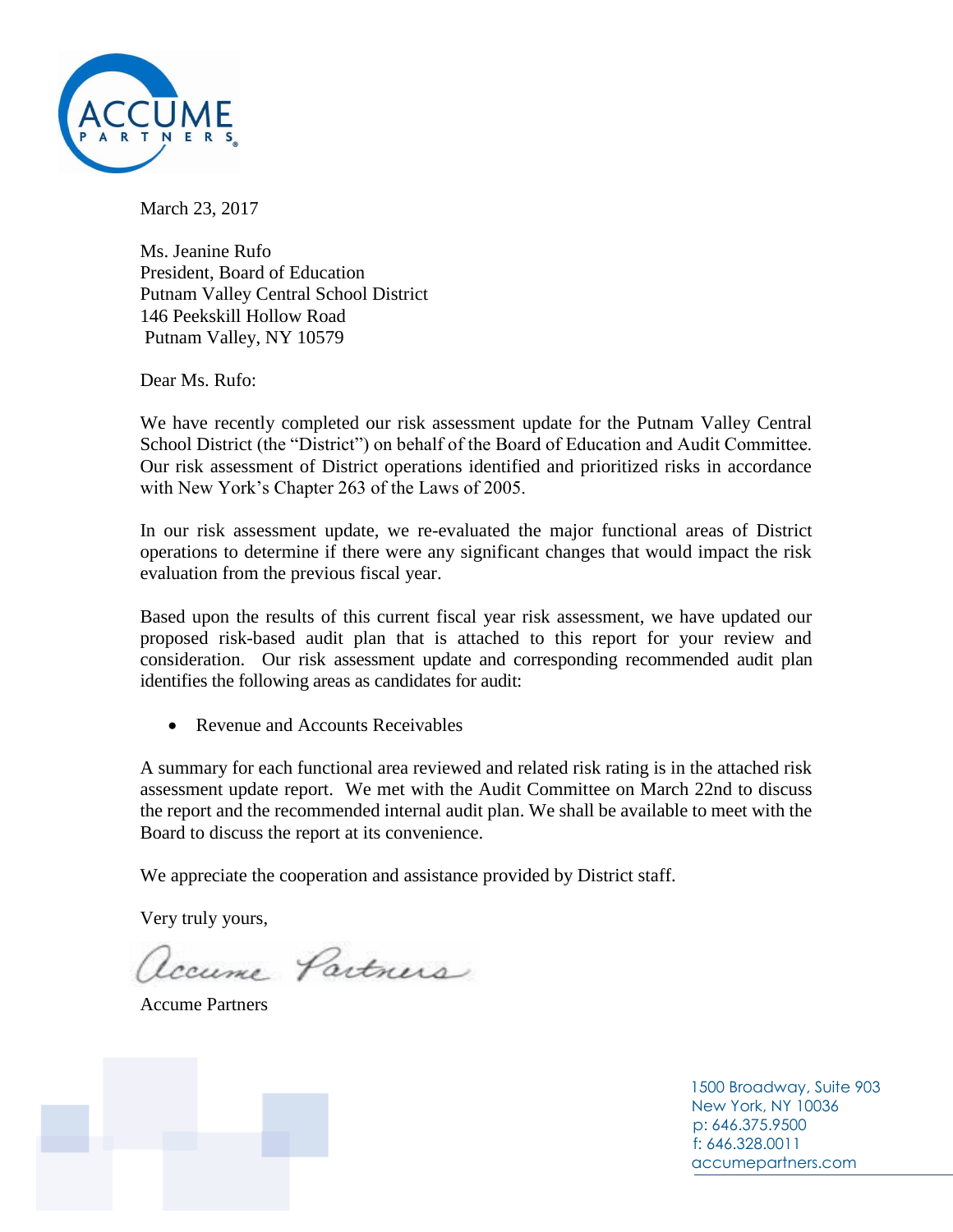March 23, 2017

Ms. Jeanine Rufo
President, Board of Education
Putnam Valley Central School District
146 Peekskill Hollow Road
Putnam Valley, NY 10579

Dear Ms. Rufo:

We have recently completed our risk assessment update for the Putnam Valley Central School District (the "District") on behalf of the Board of Education and Audit Committee. Our risk assessment of District operations identified and prioritized risks in accordance with New York's Chapter 263 of the Laws of 2005.

In our risk assessment update, we re-evaluated the major functional areas of District operations to determine if there were any significant changes that would impact the risk evaluation from the previous fiscal year.

Based upon the results of this current fiscal year risk assessment, we have updated our proposed risk-based audit plan that is attached to this report for your review and consideration. Our risk assessment update and corresponding recommended audit plan identifies the following areas as candidates for audit:

- Revenue and Accounts Receivables

A summary for each functional area reviewed and related risk rating is in the attached risk assessment update report. We met with the Audit Committee on March 22nd to discuss the report and the recommended internal audit plan. We shall be available to meet with the Board to discuss the report at its convenience.

We appreciate the cooperation and assistance provided by District staff.

Very truly yours,

Accume Partners

Accume Partners

1500 Broadway, Suite 903
New York, NY 10036
p: 646.375.9500
f: 646.328.0011
accumepartners.com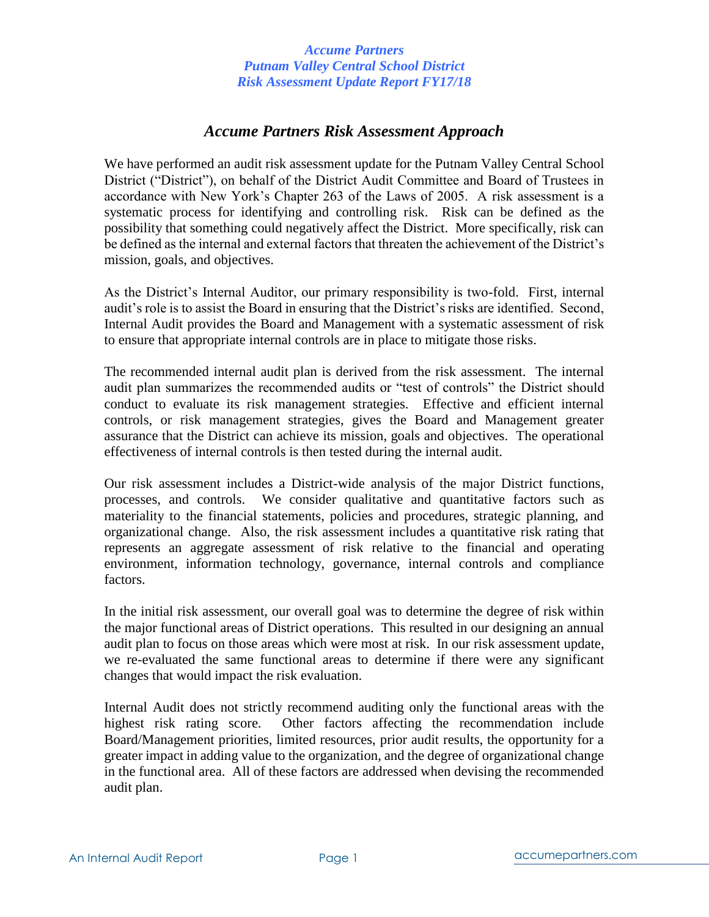## *Accume Partners Risk Assessment Approach*

We have performed an audit risk assessment update for the Putnam Valley Central School District ("District"), on behalf of the District Audit Committee and Board of Trustees in accordance with New York's Chapter 263 of the Laws of 2005. A risk assessment is a systematic process for identifying and controlling risk. Risk can be defined as the possibility that something could negatively affect the District. More specifically, risk can be defined as the internal and external factors that threaten the achievement of the District's mission, goals, and objectives.

As the District's Internal Auditor, our primary responsibility is two-fold. First, internal audit's role is to assist the Board in ensuring that the District's risks are identified. Second, Internal Audit provides the Board and Management with a systematic assessment of risk to ensure that appropriate internal controls are in place to mitigate those risks.

The recommended internal audit plan is derived from the risk assessment. The internal audit plan summarizes the recommended audits or "test of controls" the District should conduct to evaluate its risk management strategies. Effective and efficient internal controls, or risk management strategies, gives the Board and Management greater assurance that the District can achieve its mission, goals and objectives. The operational effectiveness of internal controls is then tested during the internal audit.

Our risk assessment includes a District-wide analysis of the major District functions, processes, and controls. We consider qualitative and quantitative factors such as materiality to the financial statements, policies and procedures, strategic planning, and organizational change. Also, the risk assessment includes a quantitative risk rating that represents an aggregate assessment of risk relative to the financial and operating environment, information technology, governance, internal controls and compliance factors.

In the initial risk assessment, our overall goal was to determine the degree of risk within the major functional areas of District operations. This resulted in our designing an annual audit plan to focus on those areas which were most at risk. In our risk assessment update, we re-evaluated the same functional areas to determine if there were any significant changes that would impact the risk evaluation.

Internal Audit does not strictly recommend auditing only the functional areas with the highest risk rating score. Other factors affecting the recommendation include Board/Management priorities, limited resources, prior audit results, the opportunity for a greater impact in adding value to the organization, and the degree of organizational change in the functional area. All of these factors are addressed when devising the recommended audit plan.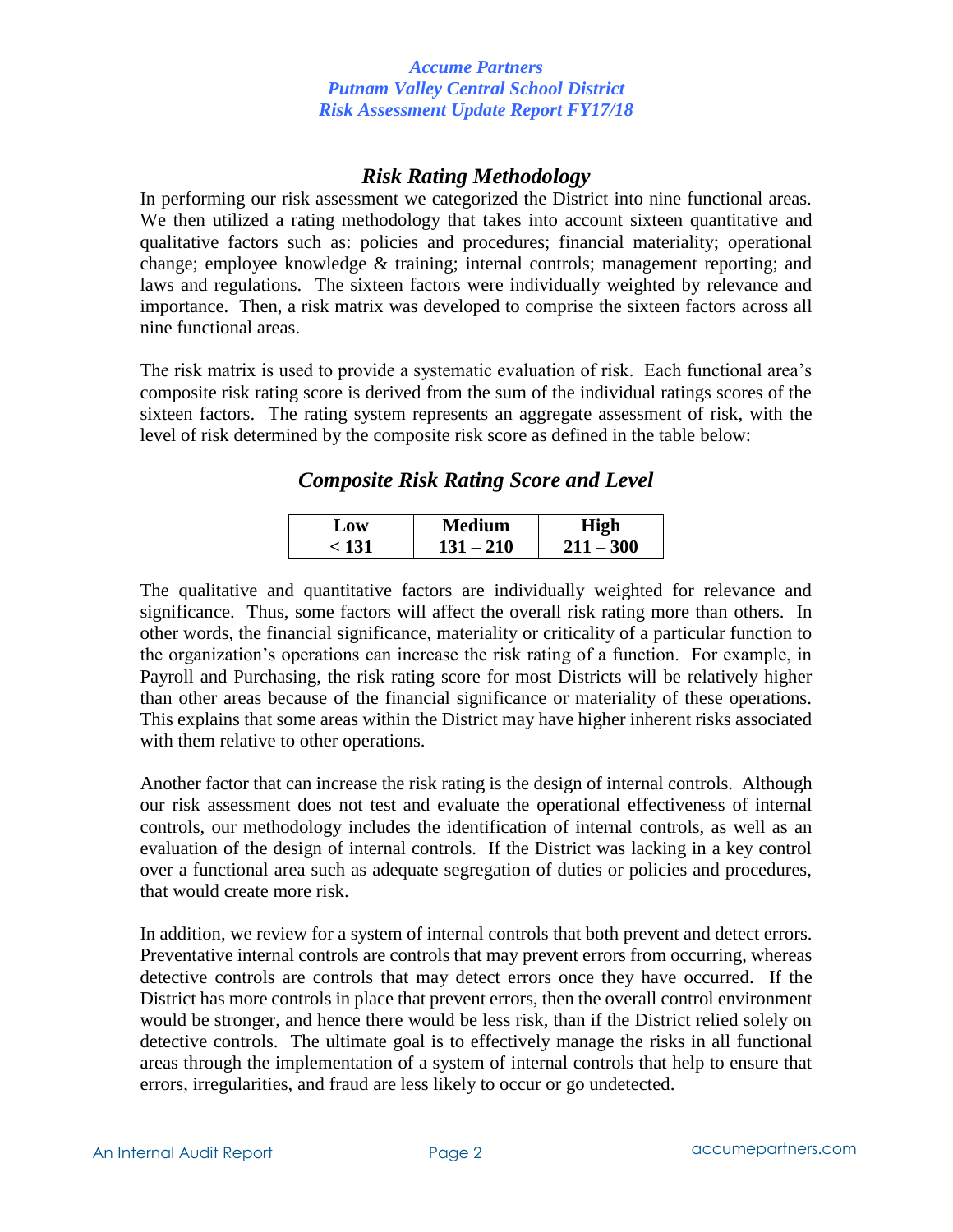## *Risk Rating Methodology*

In performing our risk assessment we categorized the District into nine functional areas. We then utilized a rating methodology that takes into account sixteen quantitative and qualitative factors such as: policies and procedures; financial materiality; operational change; employee knowledge & training; internal controls; management reporting; and laws and regulations. The sixteen factors were individually weighted by relevance and importance. Then, a risk matrix was developed to comprise the sixteen factors across all nine functional areas.

The risk matrix is used to provide a systematic evaluation of risk. Each functional area's composite risk rating score is derived from the sum of the individual ratings scores of the sixteen factors. The rating system represents an aggregate assessment of risk, with the level of risk determined by the composite risk score as defined in the table below:

### *Composite Risk Rating Score and Level*

| Low | Medium | High |
|---|---|---|
| **< 131** | **131 – 210** | **211 – 300** |

The qualitative and quantitative factors are individually weighted for relevance and significance. Thus, some factors will affect the overall risk rating more than others. In other words, the financial significance, materiality or criticality of a particular function to the organization's operations can increase the risk rating of a function. For example, in Payroll and Purchasing, the risk rating score for most Districts will be relatively higher than other areas because of the financial significance or materiality of these operations. This explains that some areas within the District may have higher inherent risks associated with them relative to other operations.

Another factor that can increase the risk rating is the design of internal controls. Although our risk assessment does not test and evaluate the operational effectiveness of internal controls, our methodology includes the identification of internal controls, as well as an evaluation of the design of internal controls. If the District was lacking in a key control over a functional area such as adequate segregation of duties or policies and procedures, that would create more risk.

In addition, we review for a system of internal controls that both prevent and detect errors. Preventative internal controls are controls that may prevent errors from occurring, whereas detective controls are controls that may detect errors once they have occurred. If the District has more controls in place that prevent errors, then the overall control environment would be stronger, and hence there would be less risk, than if the District relied solely on detective controls. The ultimate goal is to effectively manage the risks in all functional areas through the implementation of a system of internal controls that help to ensure that errors, irregularities, and fraud are less likely to occur or go undetected.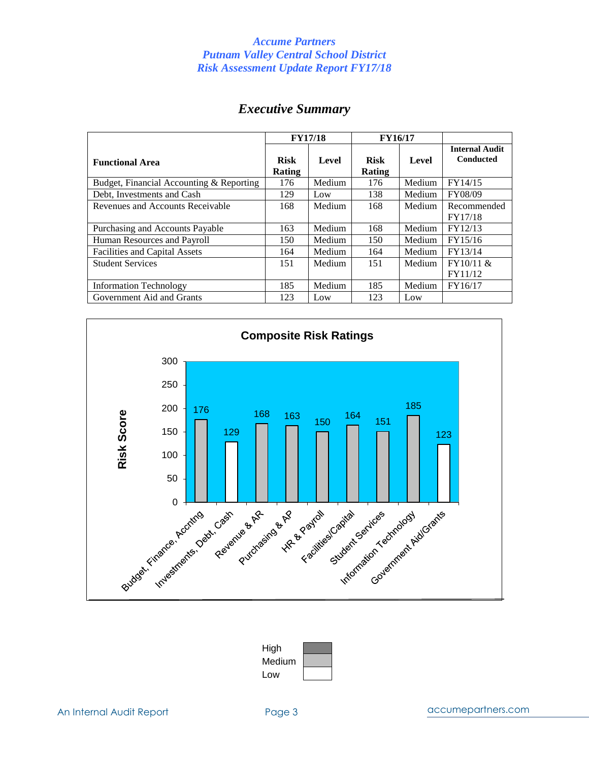# Executive Summary

| Functional Area | FY17/18 | | FY16/17 | | Internal Audit Conducted |
|---|---|---|---|---|---|
| | Risk Rating | Level | Risk Rating | Level | |
| Budget, Financial Accounting & Reporting | 176 | Medium | 176 | Medium | FY14/15 |
| Debt, Investments and Cash | 129 | Low | 138 | Medium | FY08/09 |
| Revenues and Accounts Receivable | 168 | Medium | 168 | Medium | Recommended FY17/18 |
| Purchasing and Accounts Payable | 163 | Medium | 168 | Medium | FY12/13 |
| Human Resources and Payroll | 150 | Medium | 150 | Medium | FY15/16 |
| Facilities and Capital Assets | 164 | Medium | 164 | Medium | FY13/14 |
| Student Services | 151 | Medium | 151 | Medium | FY10/11 & FY11/12 |
| Information Technology | 185 | Medium | 185 | Medium | FY16/17 |
| Government Aid and Grants | 123 | Low | 123 | Low | |

**Composite Risk Ratings**

| Functional Area | Risk Score |
|---|---|
| Budget, Finance, Accntng | 176 |
| Investments, Debt, Cash | 129 |
| Revenue & AR | 168 |
| Purchasing & AP | 163 |
| HR & Payroll | 150 |
| Facilities/Capital | 164 |
| Student Services | 151 |
| Information Technology | 185 |
| Government Aid/Grants | 123 |

Legend: High, Medium, Low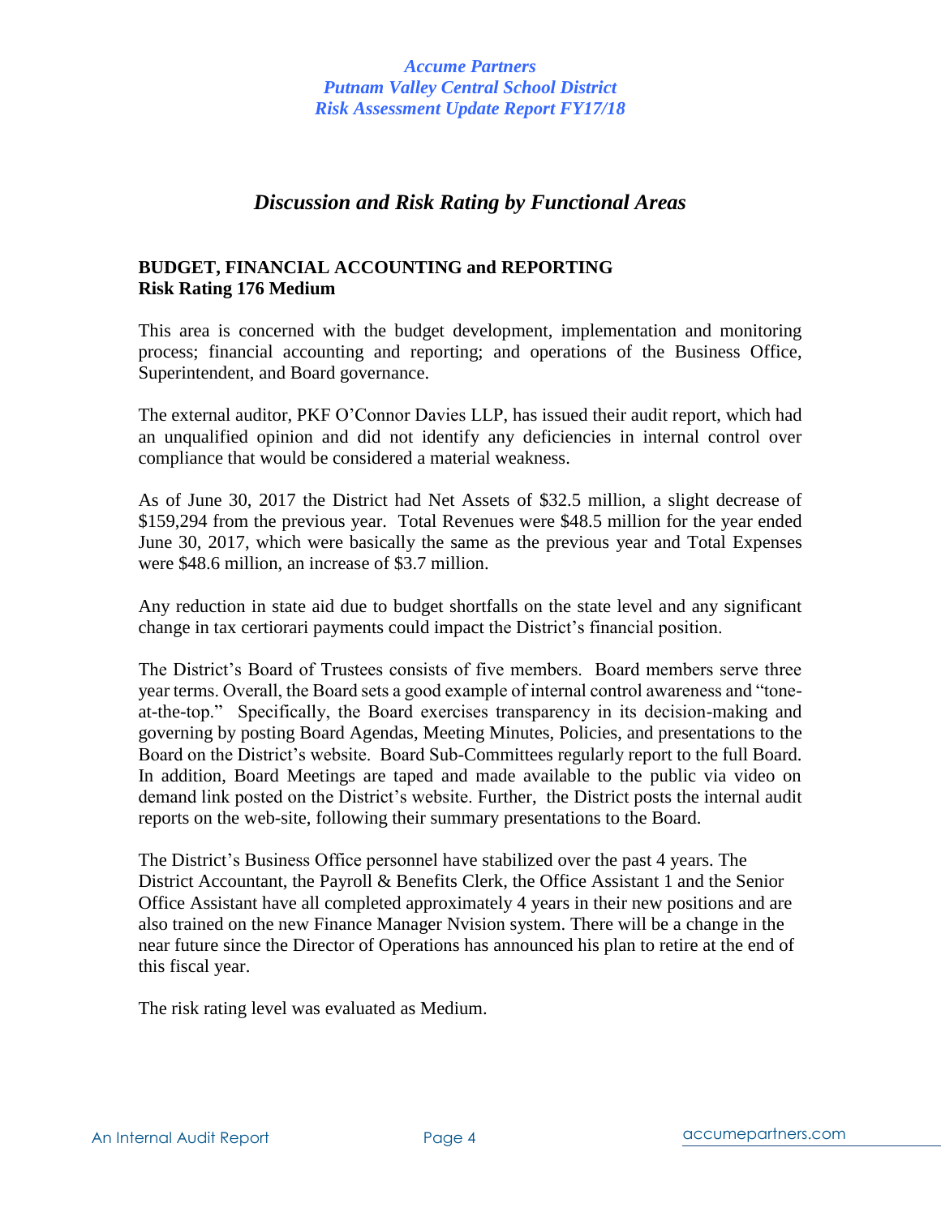## *Discussion and Risk Rating by Functional Areas*

### BUDGET, FINANCIAL ACCOUNTING and REPORTING
**Risk Rating 176 Medium**

This area is concerned with the budget development, implementation and monitoring process; financial accounting and reporting; and operations of the Business Office, Superintendent, and Board governance.

The external auditor, PKF O'Connor Davies LLP, has issued their audit report, which had an unqualified opinion and did not identify any deficiencies in internal control over compliance that would be considered a material weakness.

As of June 30, 2017 the District had Net Assets of $32.5 million, a slight decrease of $159,294 from the previous year. Total Revenues were $48.5 million for the year ended June 30, 2017, which were basically the same as the previous year and Total Expenses were $48.6 million, an increase of $3.7 million.

Any reduction in state aid due to budget shortfalls on the state level and any significant change in tax certiorari payments could impact the District's financial position.

The District's Board of Trustees consists of five members. Board members serve three year terms. Overall, the Board sets a good example of internal control awareness and "tone-at-the-top." Specifically, the Board exercises transparency in its decision-making and governing by posting Board Agendas, Meeting Minutes, Policies, and presentations to the Board on the District's website. Board Sub-Committees regularly report to the full Board. In addition, Board Meetings are taped and made available to the public via video on demand link posted on the District's website. Further, the District posts the internal audit reports on the web-site, following their summary presentations to the Board.

The District's Business Office personnel have stabilized over the past 4 years. The District Accountant, the Payroll & Benefits Clerk, the Office Assistant 1 and the Senior Office Assistant have all completed approximately 4 years in their new positions and are also trained on the new Finance Manager Nvision system. There will be a change in the near future since the Director of Operations has announced his plan to retire at the end of this fiscal year.

The risk rating level was evaluated as Medium.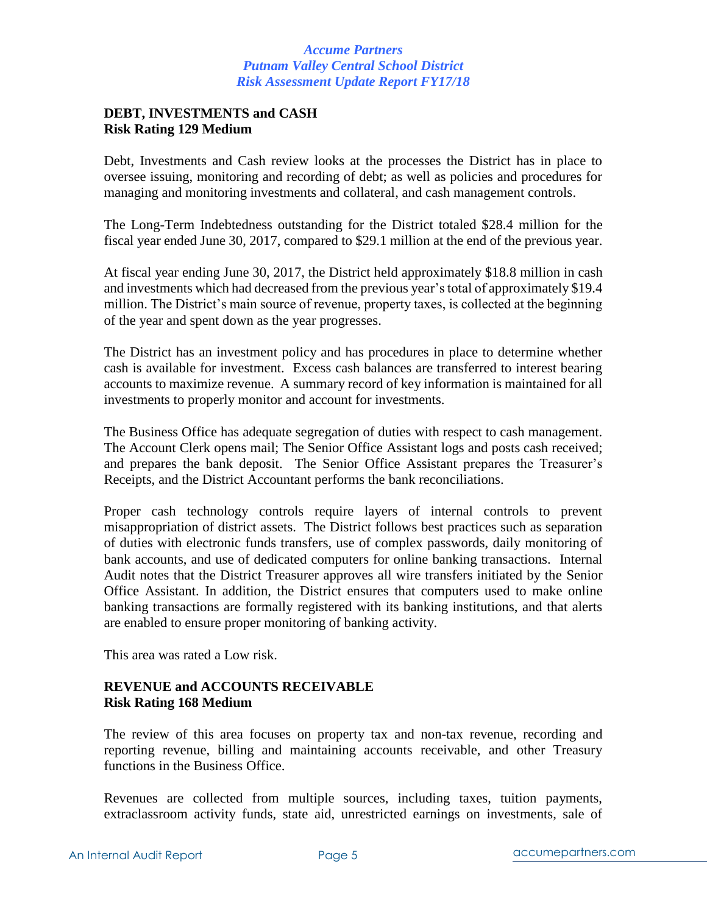**DEBT, INVESTMENTS and CASH**
**Risk Rating 129 Medium**

Debt, Investments and Cash review looks at the processes the District has in place to oversee issuing, monitoring and recording of debt; as well as policies and procedures for managing and monitoring investments and collateral, and cash management controls.

The Long-Term Indebtedness outstanding for the District totaled $28.4 million for the fiscal year ended June 30, 2017, compared to $29.1 million at the end of the previous year.

At fiscal year ending June 30, 2017, the District held approximately $18.8 million in cash and investments which had decreased from the previous year's total of approximately $19.4 million. The District's main source of revenue, property taxes, is collected at the beginning of the year and spent down as the year progresses.

The District has an investment policy and has procedures in place to determine whether cash is available for investment. Excess cash balances are transferred to interest bearing accounts to maximize revenue. A summary record of key information is maintained for all investments to properly monitor and account for investments.

The Business Office has adequate segregation of duties with respect to cash management. The Account Clerk opens mail; The Senior Office Assistant logs and posts cash received; and prepares the bank deposit. The Senior Office Assistant prepares the Treasurer's Receipts, and the District Accountant performs the bank reconciliations.

Proper cash technology controls require layers of internal controls to prevent misappropriation of district assets. The District follows best practices such as separation of duties with electronic funds transfers, use of complex passwords, daily monitoring of bank accounts, and use of dedicated computers for online banking transactions. Internal Audit notes that the District Treasurer approves all wire transfers initiated by the Senior Office Assistant. In addition, the District ensures that computers used to make online banking transactions are formally registered with its banking institutions, and that alerts are enabled to ensure proper monitoring of banking activity.

This area was rated a Low risk.

**REVENUE and ACCOUNTS RECEIVABLE**
**Risk Rating 168 Medium**

The review of this area focuses on property tax and non-tax revenue, recording and reporting revenue, billing and maintaining accounts receivable, and other Treasury functions in the Business Office.

Revenues are collected from multiple sources, including taxes, tuition payments, extraclassroom activity funds, state aid, unrestricted earnings on investments, sale of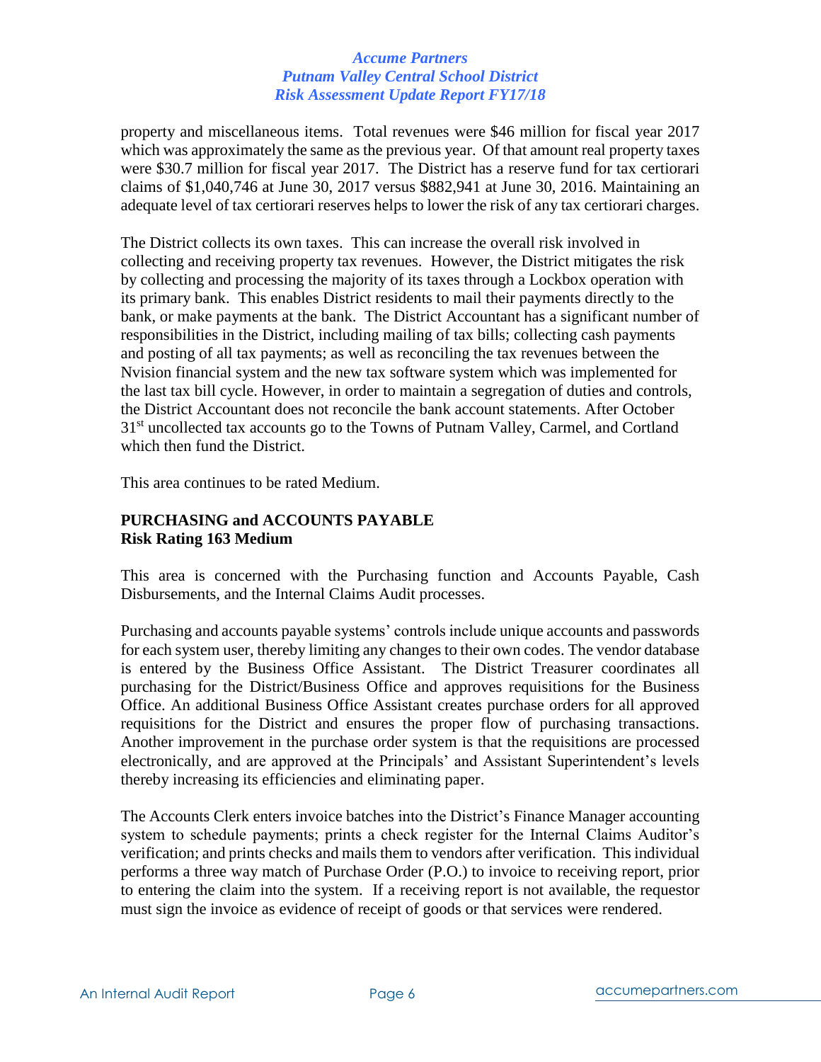property and miscellaneous items. Total revenues were $46 million for fiscal year 2017 which was approximately the same as the previous year. Of that amount real property taxes were $30.7 million for fiscal year 2017. The District has a reserve fund for tax certiorari claims of $1,040,746 at June 30, 2017 versus $882,941 at June 30, 2016. Maintaining an adequate level of tax certiorari reserves helps to lower the risk of any tax certiorari charges.

The District collects its own taxes. This can increase the overall risk involved in collecting and receiving property tax revenues. However, the District mitigates the risk by collecting and processing the majority of its taxes through a Lockbox operation with its primary bank. This enables District residents to mail their payments directly to the bank, or make payments at the bank. The District Accountant has a significant number of responsibilities in the District, including mailing of tax bills; collecting cash payments and posting of all tax payments; as well as reconciling the tax revenues between the Nvision financial system and the new tax software system which was implemented for the last tax bill cycle. However, in order to maintain a segregation of duties and controls, the District Accountant does not reconcile the bank account statements. After October 31st uncollected tax accounts go to the Towns of Putnam Valley, Carmel, and Cortland which then fund the District.

This area continues to be rated Medium.

**PURCHASING and ACCOUNTS PAYABLE**
**Risk Rating 163 Medium**

This area is concerned with the Purchasing function and Accounts Payable, Cash Disbursements, and the Internal Claims Audit processes.

Purchasing and accounts payable systems' controls include unique accounts and passwords for each system user, thereby limiting any changes to their own codes. The vendor database is entered by the Business Office Assistant. The District Treasurer coordinates all purchasing for the District/Business Office and approves requisitions for the Business Office. An additional Business Office Assistant creates purchase orders for all approved requisitions for the District and ensures the proper flow of purchasing transactions. Another improvement in the purchase order system is that the requisitions are processed electronically, and are approved at the Principals' and Assistant Superintendent's levels thereby increasing its efficiencies and eliminating paper.

The Accounts Clerk enters invoice batches into the District's Finance Manager accounting system to schedule payments; prints a check register for the Internal Claims Auditor's verification; and prints checks and mails them to vendors after verification. This individual performs a three way match of Purchase Order (P.O.) to invoice to receiving report, prior to entering the claim into the system. If a receiving report is not available, the requestor must sign the invoice as evidence of receipt of goods or that services were rendered.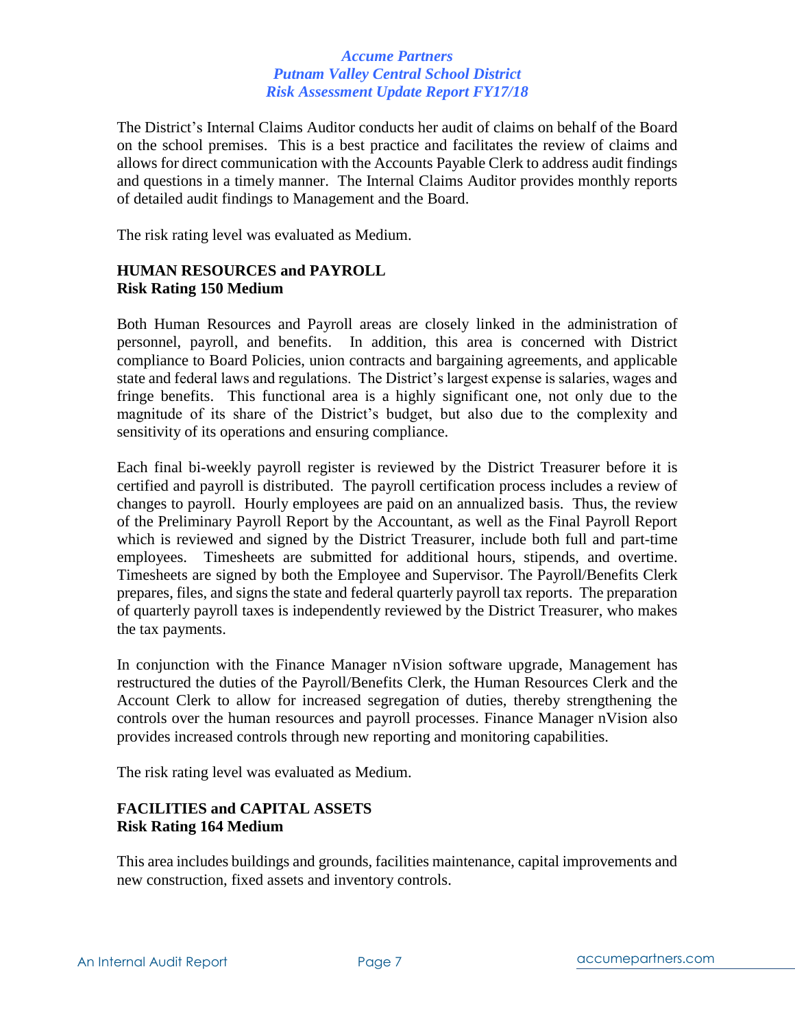The District's Internal Claims Auditor conducts her audit of claims on behalf of the Board on the school premises. This is a best practice and facilitates the review of claims and allows for direct communication with the Accounts Payable Clerk to address audit findings and questions in a timely manner. The Internal Claims Auditor provides monthly reports of detailed audit findings to Management and the Board.

The risk rating level was evaluated as Medium.

**HUMAN RESOURCES and PAYROLL**
**Risk Rating 150 Medium**

Both Human Resources and Payroll areas are closely linked in the administration of personnel, payroll, and benefits. In addition, this area is concerned with District compliance to Board Policies, union contracts and bargaining agreements, and applicable state and federal laws and regulations. The District's largest expense is salaries, wages and fringe benefits. This functional area is a highly significant one, not only due to the magnitude of its share of the District's budget, but also due to the complexity and sensitivity of its operations and ensuring compliance.

Each final bi-weekly payroll register is reviewed by the District Treasurer before it is certified and payroll is distributed. The payroll certification process includes a review of changes to payroll. Hourly employees are paid on an annualized basis. Thus, the review of the Preliminary Payroll Report by the Accountant, as well as the Final Payroll Report which is reviewed and signed by the District Treasurer, include both full and part-time employees. Timesheets are submitted for additional hours, stipends, and overtime. Timesheets are signed by both the Employee and Supervisor. The Payroll/Benefits Clerk prepares, files, and signs the state and federal quarterly payroll tax reports. The preparation of quarterly payroll taxes is independently reviewed by the District Treasurer, who makes the tax payments.

In conjunction with the Finance Manager nVision software upgrade, Management has restructured the duties of the Payroll/Benefits Clerk, the Human Resources Clerk and the Account Clerk to allow for increased segregation of duties, thereby strengthening the controls over the human resources and payroll processes. Finance Manager nVision also provides increased controls through new reporting and monitoring capabilities.

The risk rating level was evaluated as Medium.

**FACILITIES and CAPITAL ASSETS**
**Risk Rating 164 Medium**

This area includes buildings and grounds, facilities maintenance, capital improvements and new construction, fixed assets and inventory controls.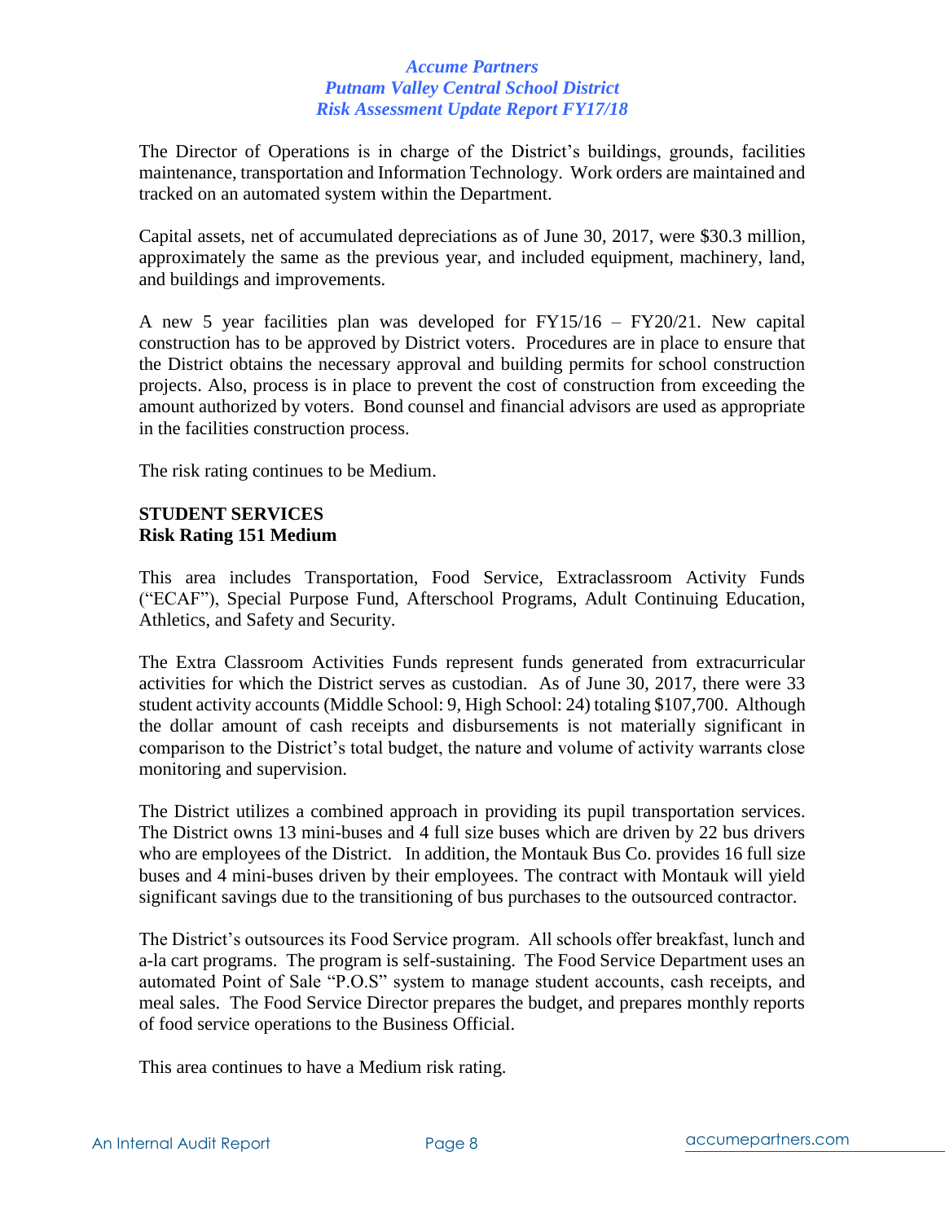The Director of Operations is in charge of the District's buildings, grounds, facilities maintenance, transportation and Information Technology. Work orders are maintained and tracked on an automated system within the Department.

Capital assets, net of accumulated depreciations as of June 30, 2017, were $30.3 million, approximately the same as the previous year, and included equipment, machinery, land, and buildings and improvements.

A new 5 year facilities plan was developed for FY15/16 – FY20/21. New capital construction has to be approved by District voters. Procedures are in place to ensure that the District obtains the necessary approval and building permits for school construction projects. Also, process is in place to prevent the cost of construction from exceeding the amount authorized by voters. Bond counsel and financial advisors are used as appropriate in the facilities construction process.

The risk rating continues to be Medium.

**STUDENT SERVICES**
**Risk Rating 151 Medium**

This area includes Transportation, Food Service, Extraclassroom Activity Funds ("ECAF"), Special Purpose Fund, Afterschool Programs, Adult Continuing Education, Athletics, and Safety and Security.

The Extra Classroom Activities Funds represent funds generated from extracurricular activities for which the District serves as custodian. As of June 30, 2017, there were 33 student activity accounts (Middle School: 9, High School: 24) totaling $107,700. Although the dollar amount of cash receipts and disbursements is not materially significant in comparison to the District's total budget, the nature and volume of activity warrants close monitoring and supervision.

The District utilizes a combined approach in providing its pupil transportation services. The District owns 13 mini-buses and 4 full size buses which are driven by 22 bus drivers who are employees of the District. In addition, the Montauk Bus Co. provides 16 full size buses and 4 mini-buses driven by their employees. The contract with Montauk will yield significant savings due to the transitioning of bus purchases to the outsourced contractor.

The District's outsources its Food Service program. All schools offer breakfast, lunch and a-la cart programs. The program is self-sustaining. The Food Service Department uses an automated Point of Sale "P.O.S" system to manage student accounts, cash receipts, and meal sales. The Food Service Director prepares the budget, and prepares monthly reports of food service operations to the Business Official.

This area continues to have a Medium risk rating.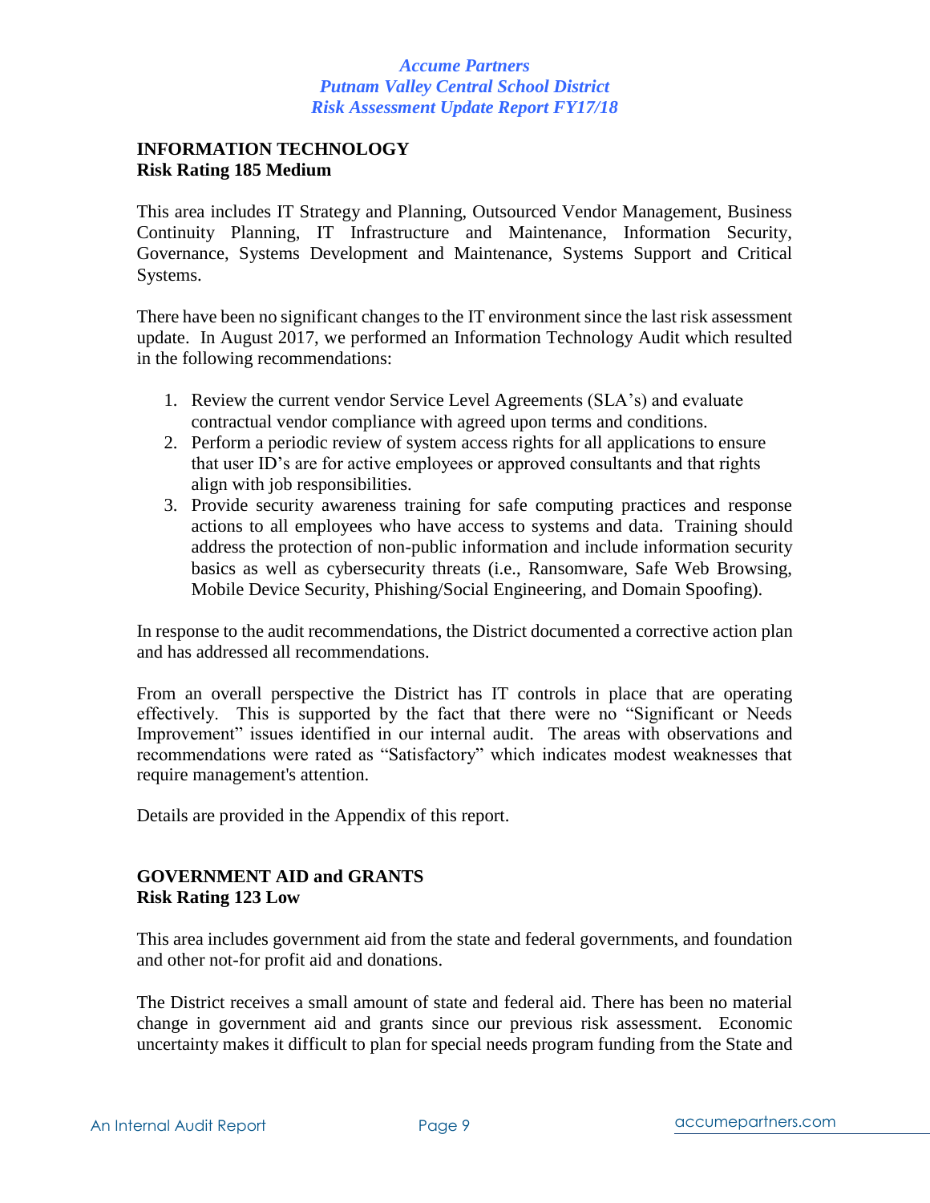## INFORMATION TECHNOLOGY
**Risk Rating 185 Medium**

This area includes IT Strategy and Planning, Outsourced Vendor Management, Business Continuity Planning, IT Infrastructure and Maintenance, Information Security, Governance, Systems Development and Maintenance, Systems Support and Critical Systems.

There have been no significant changes to the IT environment since the last risk assessment update. In August 2017, we performed an Information Technology Audit which resulted in the following recommendations:

1. Review the current vendor Service Level Agreements (SLA's) and evaluate contractual vendor compliance with agreed upon terms and conditions.
2. Perform a periodic review of system access rights for all applications to ensure that user ID's are for active employees or approved consultants and that rights align with job responsibilities.
3. Provide security awareness training for safe computing practices and response actions to all employees who have access to systems and data. Training should address the protection of non-public information and include information security basics as well as cybersecurity threats (i.e., Ransomware, Safe Web Browsing, Mobile Device Security, Phishing/Social Engineering, and Domain Spoofing).

In response to the audit recommendations, the District documented a corrective action plan and has addressed all recommendations.

From an overall perspective the District has IT controls in place that are operating effectively. This is supported by the fact that there were no "Significant or Needs Improvement" issues identified in our internal audit. The areas with observations and recommendations were rated as "Satisfactory" which indicates modest weaknesses that require management's attention.

Details are provided in the Appendix of this report.

## GOVERNMENT AID and GRANTS
**Risk Rating 123 Low**

This area includes government aid from the state and federal governments, and foundation and other not-for profit aid and donations.

The District receives a small amount of state and federal aid. There has been no material change in government aid and grants since our previous risk assessment. Economic uncertainty makes it difficult to plan for special needs program funding from the State and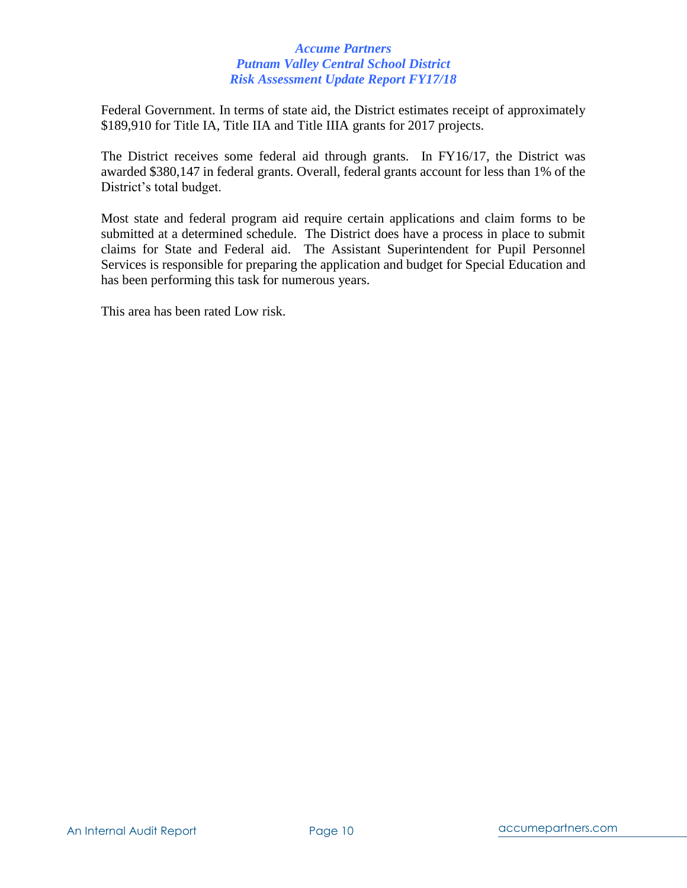Federal Government. In terms of state aid, the District estimates receipt of approximately $189,910 for Title IA, Title IIA and Title IIIA grants for 2017 projects.

The District receives some federal aid through grants. In FY16/17, the District was awarded $380,147 in federal grants. Overall, federal grants account for less than 1% of the District's total budget.

Most state and federal program aid require certain applications and claim forms to be submitted at a determined schedule. The District does have a process in place to submit claims for State and Federal aid. The Assistant Superintendent for Pupil Personnel Services is responsible for preparing the application and budget for Special Education and has been performing this task for numerous years.

This area has been rated Low risk.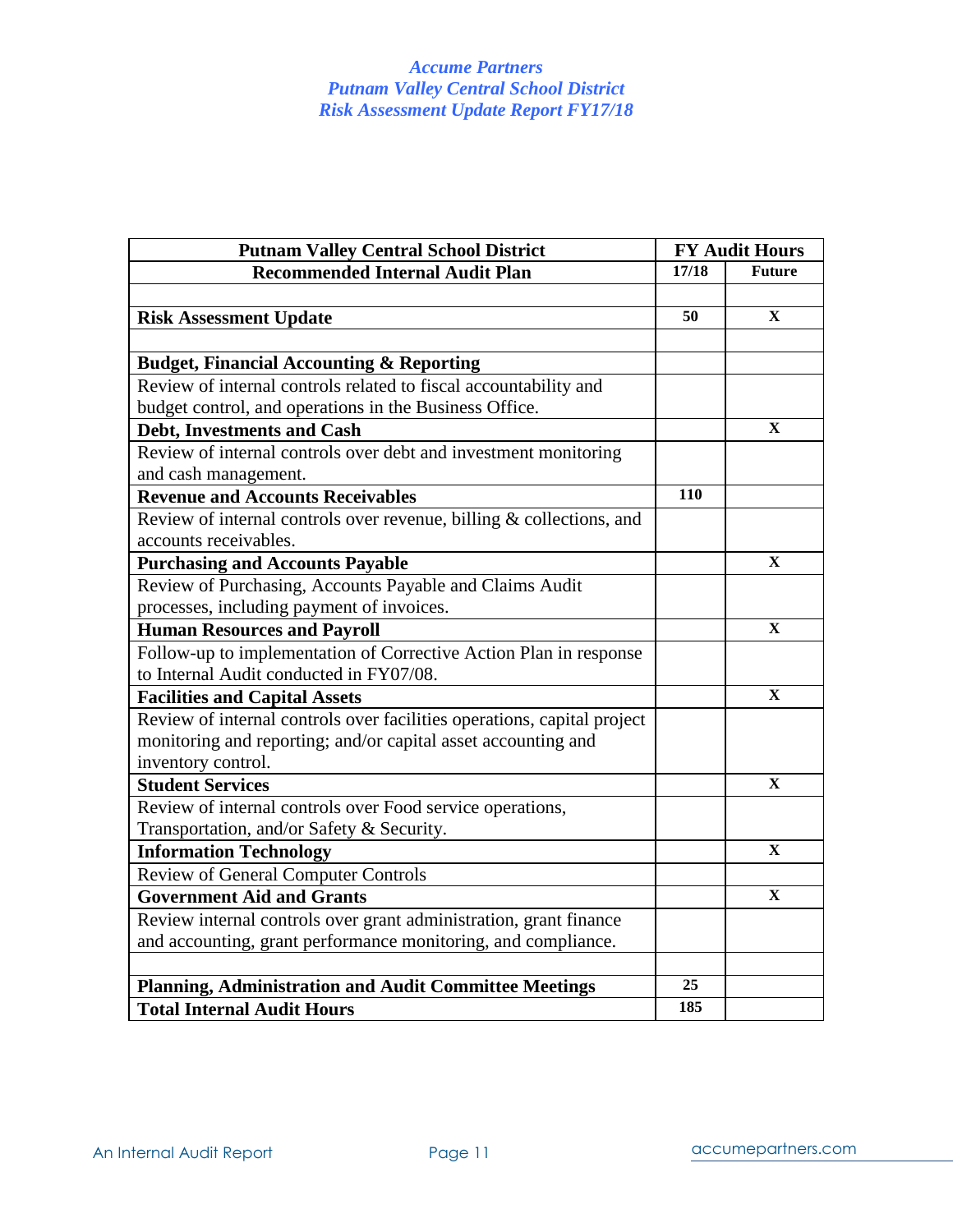| Putnam Valley Central School District | FY Audit Hours | |
|---|---|---|
| **Recommended Internal Audit Plan** | **17/18** | **Future** |
| | | |
| **Risk Assessment Update** | **50** | **X** |
| | | |
| **Budget, Financial Accounting & Reporting** | | |
| Review of internal controls related to fiscal accountability and budget control, and operations in the Business Office. | | |
| **Debt, Investments and Cash** | | **X** |
| Review of internal controls over debt and investment monitoring and cash management. | | |
| **Revenue and Accounts Receivables** | **110** | |
| Review of internal controls over revenue, billing & collections, and accounts receivables. | | |
| **Purchasing and Accounts Payable** | | **X** |
| Review of Purchasing, Accounts Payable and Claims Audit processes, including payment of invoices. | | |
| **Human Resources and Payroll** | | **X** |
| Follow-up to implementation of Corrective Action Plan in response to Internal Audit conducted in FY07/08. | | |
| **Facilities and Capital Assets** | | **X** |
| Review of internal controls over facilities operations, capital project monitoring and reporting; and/or capital asset accounting and inventory control. | | |
| **Student Services** | | **X** |
| Review of internal controls over Food service operations, Transportation, and/or Safety & Security. | | |
| **Information Technology** | | **X** |
| Review of General Computer Controls | | |
| **Government Aid and Grants** | | **X** |
| Review internal controls over grant administration, grant finance and accounting, grant performance monitoring, and compliance. | | |
| | | |
| **Planning, Administration and Audit Committee Meetings** | **25** | |
| **Total Internal Audit Hours** | **185** | |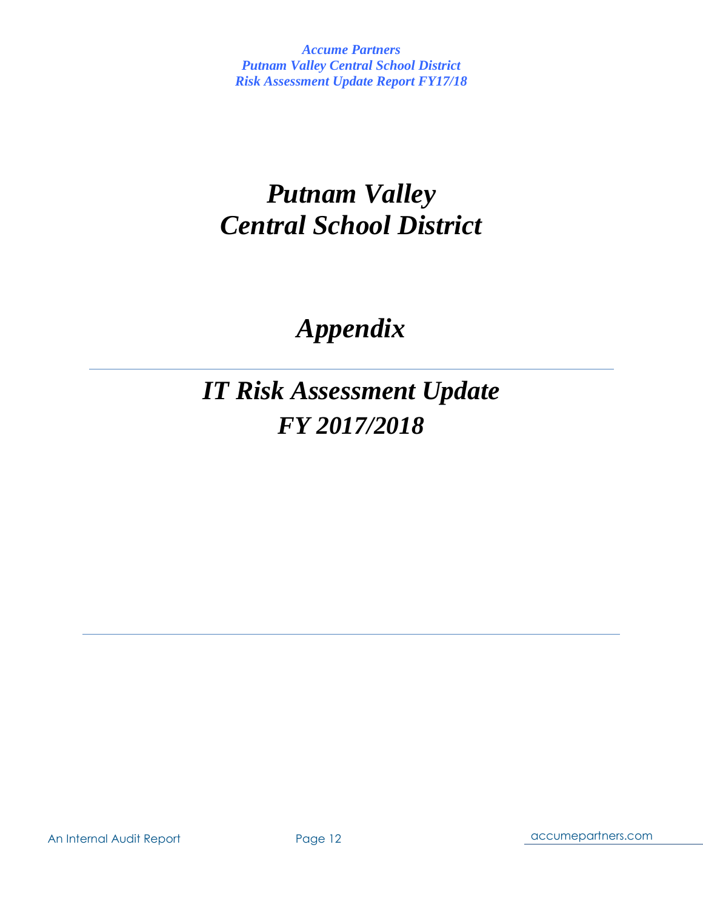# *Putnam Valley Central School District*

# *Appendix*

---

# *IT Risk Assessment Update FY 2017/2018*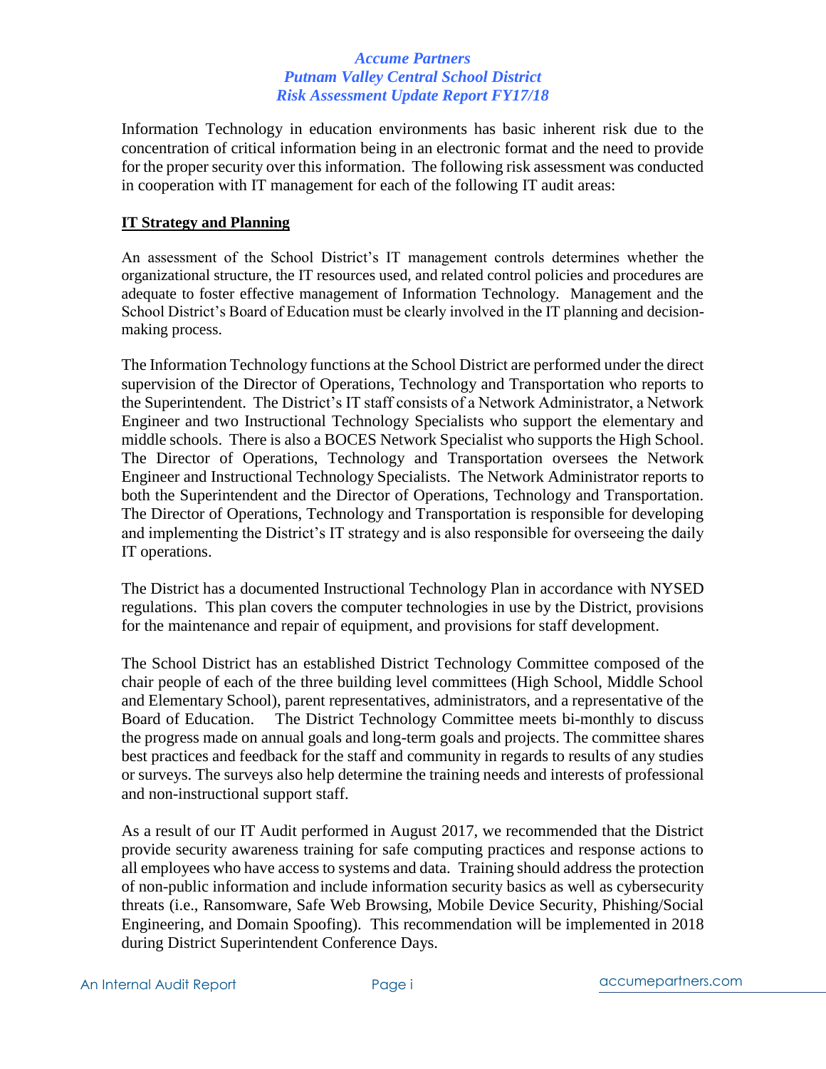Information Technology in education environments has basic inherent risk due to the concentration of critical information being in an electronic format and the need to provide for the proper security over this information. The following risk assessment was conducted in cooperation with IT management for each of the following IT audit areas:

**IT Strategy and Planning**

An assessment of the School District's IT management controls determines whether the organizational structure, the IT resources used, and related control policies and procedures are adequate to foster effective management of Information Technology. Management and the School District's Board of Education must be clearly involved in the IT planning and decision-making process.

The Information Technology functions at the School District are performed under the direct supervision of the Director of Operations, Technology and Transportation who reports to the Superintendent. The District's IT staff consists of a Network Administrator, a Network Engineer and two Instructional Technology Specialists who support the elementary and middle schools. There is also a BOCES Network Specialist who supports the High School. The Director of Operations, Technology and Transportation oversees the Network Engineer and Instructional Technology Specialists. The Network Administrator reports to both the Superintendent and the Director of Operations, Technology and Transportation. The Director of Operations, Technology and Transportation is responsible for developing and implementing the District's IT strategy and is also responsible for overseeing the daily IT operations.

The District has a documented Instructional Technology Plan in accordance with NYSED regulations. This plan covers the computer technologies in use by the District, provisions for the maintenance and repair of equipment, and provisions for staff development.

The School District has an established District Technology Committee composed of the chair people of each of the three building level committees (High School, Middle School and Elementary School), parent representatives, administrators, and a representative of the Board of Education. The District Technology Committee meets bi-monthly to discuss the progress made on annual goals and long-term goals and projects. The committee shares best practices and feedback for the staff and community in regards to results of any studies or surveys. The surveys also help determine the training needs and interests of professional and non-instructional support staff.

As a result of our IT Audit performed in August 2017, we recommended that the District provide security awareness training for safe computing practices and response actions to all employees who have access to systems and data. Training should address the protection of non-public information and include information security basics as well as cybersecurity threats (i.e., Ransomware, Safe Web Browsing, Mobile Device Security, Phishing/Social Engineering, and Domain Spoofing). This recommendation will be implemented in 2018 during District Superintendent Conference Days.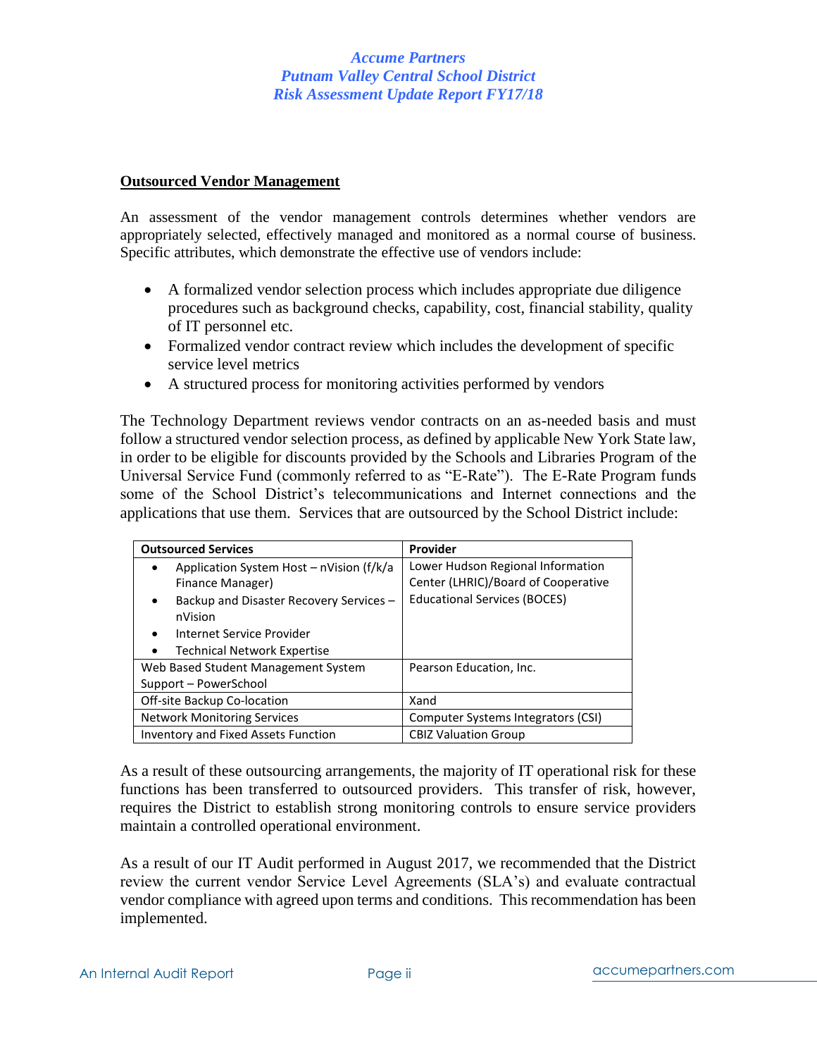## Outsourced Vendor Management

An assessment of the vendor management controls determines whether vendors are appropriately selected, effectively managed and monitored as a normal course of business. Specific attributes, which demonstrate the effective use of vendors include:

- A formalized vendor selection process which includes appropriate due diligence procedures such as background checks, capability, cost, financial stability, quality of IT personnel etc.
- Formalized vendor contract review which includes the development of specific service level metrics
- A structured process for monitoring activities performed by vendors

The Technology Department reviews vendor contracts on an as-needed basis and must follow a structured vendor selection process, as defined by applicable New York State law, in order to be eligible for discounts provided by the Schools and Libraries Program of the Universal Service Fund (commonly referred to as "E-Rate"). The E-Rate Program funds some of the School District's telecommunications and Internet connections and the applications that use them. Services that are outsourced by the School District include:

| Outsourced Services | Provider |
|---|---|
| • Application System Host – nVision (f/k/a Finance Manager)<br>• Backup and Disaster Recovery Services – nVision<br>• Internet Service Provider<br>• Technical Network Expertise | Lower Hudson Regional Information Center (LHRIC)/Board of Cooperative Educational Services (BOCES) |
| Web Based Student Management System Support – PowerSchool | Pearson Education, Inc. |
| Off-site Backup Co-location | Xand |
| Network Monitoring Services | Computer Systems Integrators (CSI) |
| Inventory and Fixed Assets Function | CBIZ Valuation Group |

As a result of these outsourcing arrangements, the majority of IT operational risk for these functions has been transferred to outsourced providers. This transfer of risk, however, requires the District to establish strong monitoring controls to ensure service providers maintain a controlled operational environment.

As a result of our IT Audit performed in August 2017, we recommended that the District review the current vendor Service Level Agreements (SLA's) and evaluate contractual vendor compliance with agreed upon terms and conditions. This recommendation has been implemented.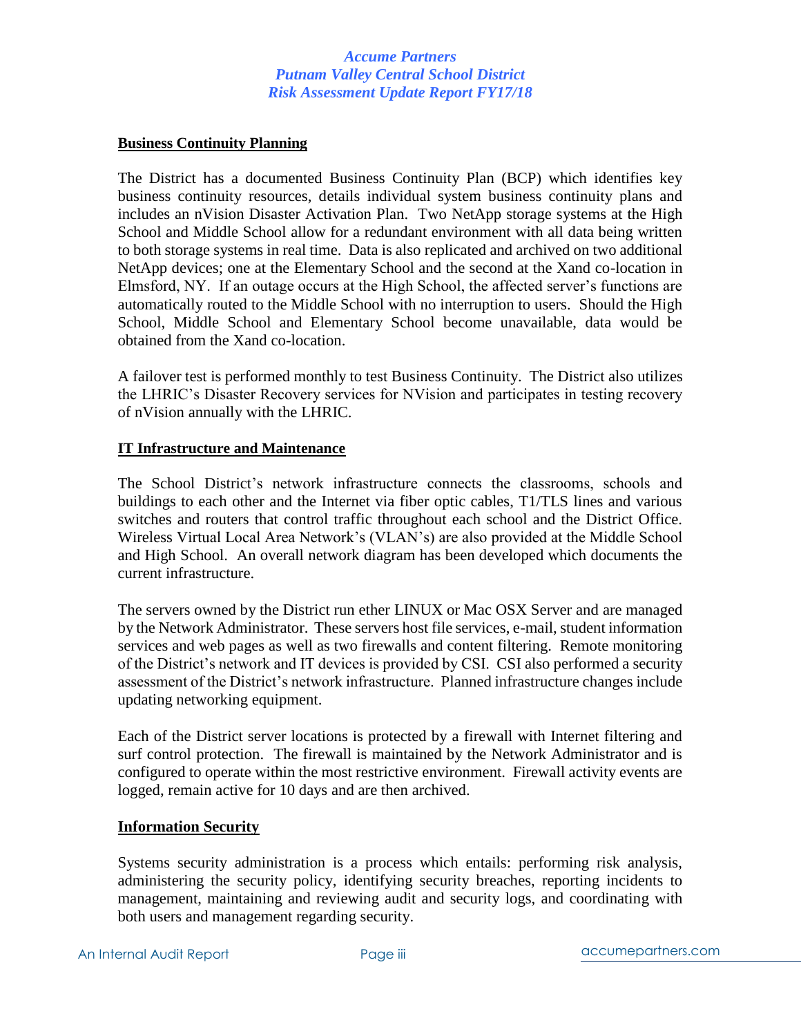## Business Continuity Planning

The District has a documented Business Continuity Plan (BCP) which identifies key business continuity resources, details individual system business continuity plans and includes an nVision Disaster Activation Plan. Two NetApp storage systems at the High School and Middle School allow for a redundant environment with all data being written to both storage systems in real time. Data is also replicated and archived on two additional NetApp devices; one at the Elementary School and the second at the Xand co-location in Elmsford, NY. If an outage occurs at the High School, the affected server's functions are automatically routed to the Middle School with no interruption to users. Should the High School, Middle School and Elementary School become unavailable, data would be obtained from the Xand co-location.

A failover test is performed monthly to test Business Continuity. The District also utilizes the LHRIC's Disaster Recovery services for NVision and participates in testing recovery of nVision annually with the LHRIC.

## IT Infrastructure and Maintenance

The School District's network infrastructure connects the classrooms, schools and buildings to each other and the Internet via fiber optic cables, T1/TLS lines and various switches and routers that control traffic throughout each school and the District Office. Wireless Virtual Local Area Network's (VLAN's) are also provided at the Middle School and High School. An overall network diagram has been developed which documents the current infrastructure.

The servers owned by the District run ether LINUX or Mac OSX Server and are managed by the Network Administrator. These servers host file services, e-mail, student information services and web pages as well as two firewalls and content filtering. Remote monitoring of the District's network and IT devices is provided by CSI. CSI also performed a security assessment of the District's network infrastructure. Planned infrastructure changes include updating networking equipment.

Each of the District server locations is protected by a firewall with Internet filtering and surf control protection. The firewall is maintained by the Network Administrator and is configured to operate within the most restrictive environment. Firewall activity events are logged, remain active for 10 days and are then archived.

## Information Security

Systems security administration is a process which entails: performing risk analysis, administering the security policy, identifying security breaches, reporting incidents to management, maintaining and reviewing audit and security logs, and coordinating with both users and management regarding security.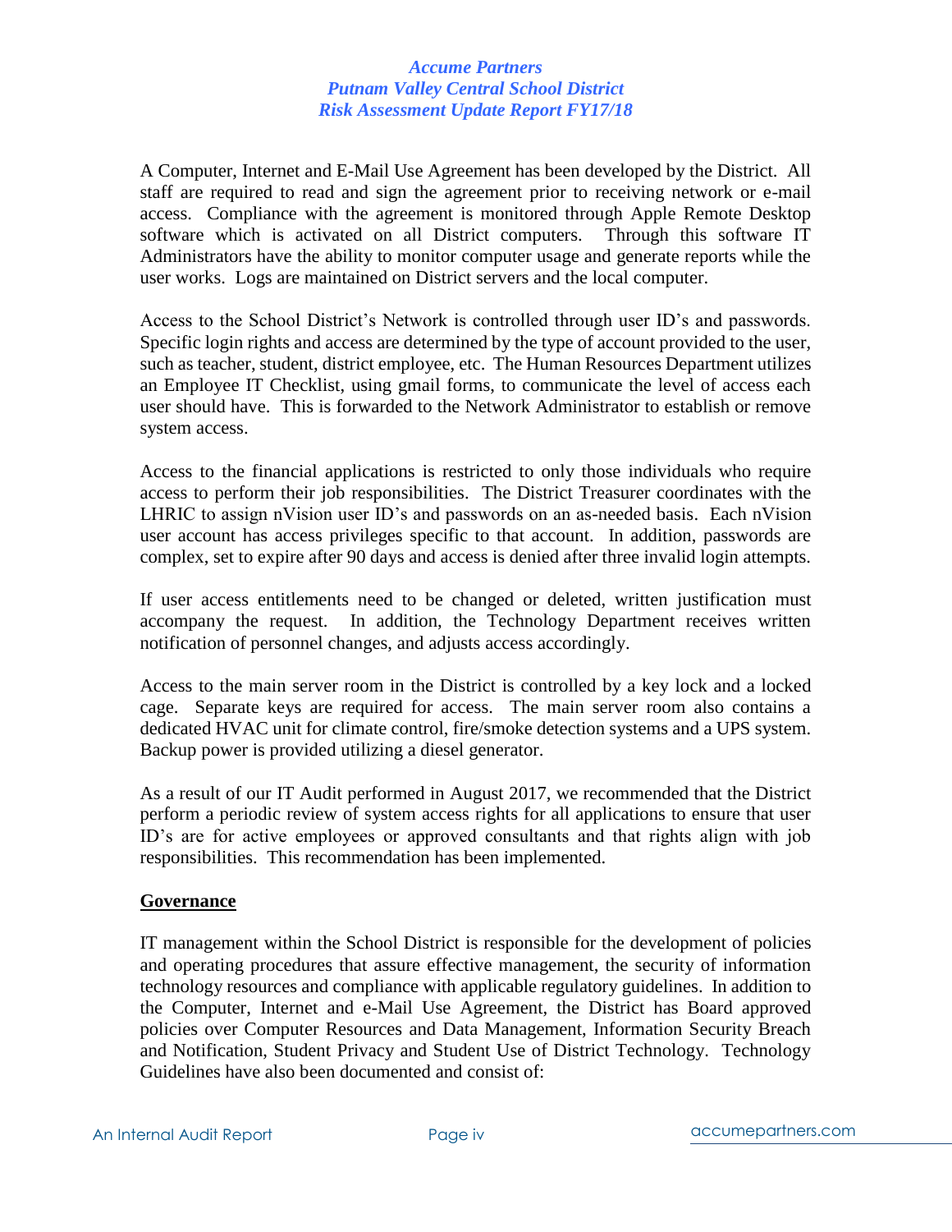A Computer, Internet and E-Mail Use Agreement has been developed by the District. All staff are required to read and sign the agreement prior to receiving network or e-mail access. Compliance with the agreement is monitored through Apple Remote Desktop software which is activated on all District computers. Through this software IT Administrators have the ability to monitor computer usage and generate reports while the user works. Logs are maintained on District servers and the local computer.

Access to the School District's Network is controlled through user ID's and passwords. Specific login rights and access are determined by the type of account provided to the user, such as teacher, student, district employee, etc. The Human Resources Department utilizes an Employee IT Checklist, using gmail forms, to communicate the level of access each user should have. This is forwarded to the Network Administrator to establish or remove system access.

Access to the financial applications is restricted to only those individuals who require access to perform their job responsibilities. The District Treasurer coordinates with the LHRIC to assign nVision user ID's and passwords on an as-needed basis. Each nVision user account has access privileges specific to that account. In addition, passwords are complex, set to expire after 90 days and access is denied after three invalid login attempts.

If user access entitlements need to be changed or deleted, written justification must accompany the request. In addition, the Technology Department receives written notification of personnel changes, and adjusts access accordingly.

Access to the main server room in the District is controlled by a key lock and a locked cage. Separate keys are required for access. The main server room also contains a dedicated HVAC unit for climate control, fire/smoke detection systems and a UPS system. Backup power is provided utilizing a diesel generator.

As a result of our IT Audit performed in August 2017, we recommended that the District perform a periodic review of system access rights for all applications to ensure that user ID's are for active employees or approved consultants and that rights align with job responsibilities. This recommendation has been implemented.

**Governance**

IT management within the School District is responsible for the development of policies and operating procedures that assure effective management, the security of information technology resources and compliance with applicable regulatory guidelines. In addition to the Computer, Internet and e-Mail Use Agreement, the District has Board approved policies over Computer Resources and Data Management, Information Security Breach and Notification, Student Privacy and Student Use of District Technology. Technology Guidelines have also been documented and consist of: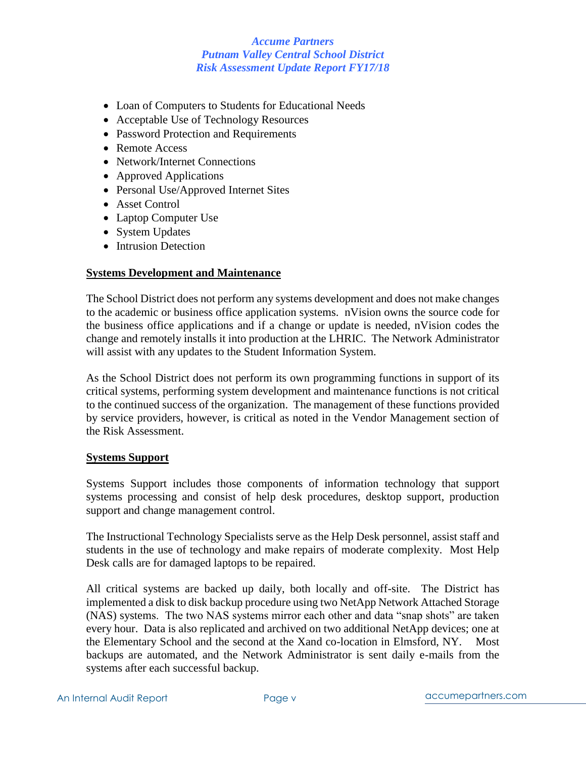- Loan of Computers to Students for Educational Needs
- Acceptable Use of Technology Resources
- Password Protection and Requirements
- Remote Access
- Network/Internet Connections
- Approved Applications
- Personal Use/Approved Internet Sites
- Asset Control
- Laptop Computer Use
- System Updates
- Intrusion Detection

**Systems Development and Maintenance**

The School District does not perform any systems development and does not make changes to the academic or business office application systems. nVision owns the source code for the business office applications and if a change or update is needed, nVision codes the change and remotely installs it into production at the LHRIC. The Network Administrator will assist with any updates to the Student Information System.

As the School District does not perform its own programming functions in support of its critical systems, performing system development and maintenance functions is not critical to the continued success of the organization. The management of these functions provided by service providers, however, is critical as noted in the Vendor Management section of the Risk Assessment.

**Systems Support**

Systems Support includes those components of information technology that support systems processing and consist of help desk procedures, desktop support, production support and change management control.

The Instructional Technology Specialists serve as the Help Desk personnel, assist staff and students in the use of technology and make repairs of moderate complexity. Most Help Desk calls are for damaged laptops to be repaired.

All critical systems are backed up daily, both locally and off-site. The District has implemented a disk to disk backup procedure using two NetApp Network Attached Storage (NAS) systems. The two NAS systems mirror each other and data "snap shots" are taken every hour. Data is also replicated and archived on two additional NetApp devices; one at the Elementary School and the second at the Xand co-location in Elmsford, NY. Most backups are automated, and the Network Administrator is sent daily e-mails from the systems after each successful backup.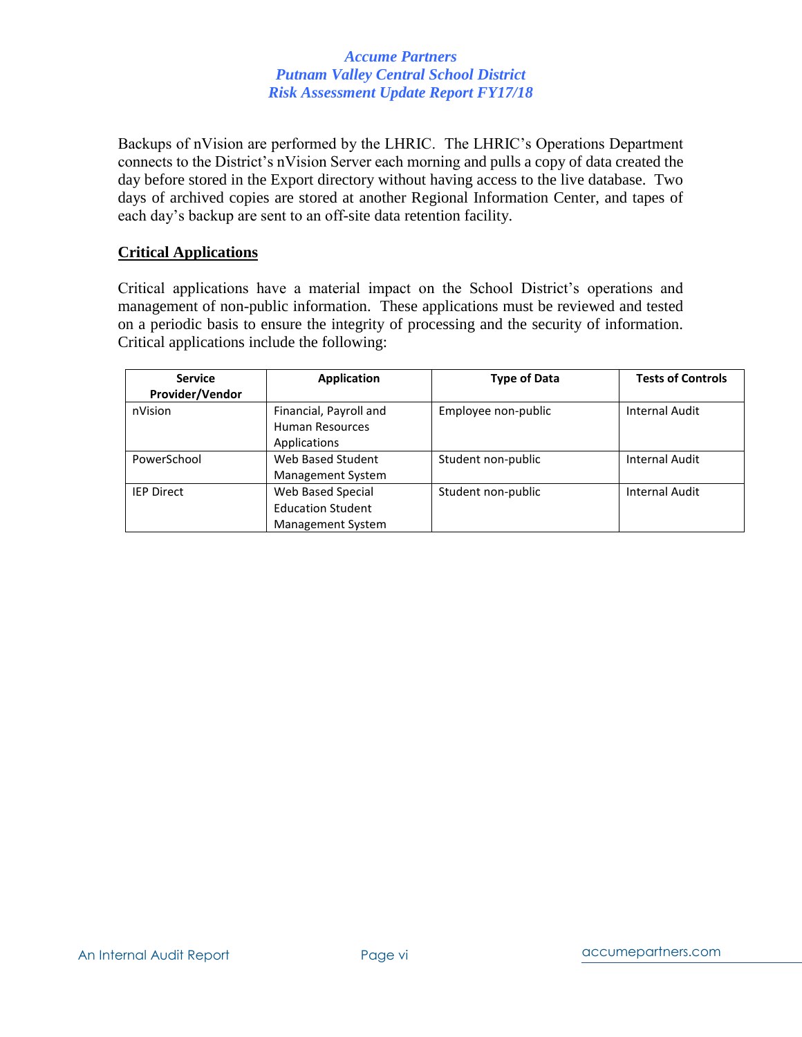Backups of nVision are performed by the LHRIC. The LHRIC's Operations Department connects to the District's nVision Server each morning and pulls a copy of data created the day before stored in the Export directory without having access to the live database. Two days of archived copies are stored at another Regional Information Center, and tapes of each day's backup are sent to an off-site data retention facility.

## Critical Applications

Critical applications have a material impact on the School District's operations and management of non-public information. These applications must be reviewed and tested on a periodic basis to ensure the integrity of processing and the security of information. Critical applications include the following:

| Service Provider/Vendor | Application | Type of Data | Tests of Controls |
|---|---|---|---|
| nVision | Financial, Payroll and Human Resources Applications | Employee non-public | Internal Audit |
| PowerSchool | Web Based Student Management System | Student non-public | Internal Audit |
| IEP Direct | Web Based Special Education Student Management System | Student non-public | Internal Audit |